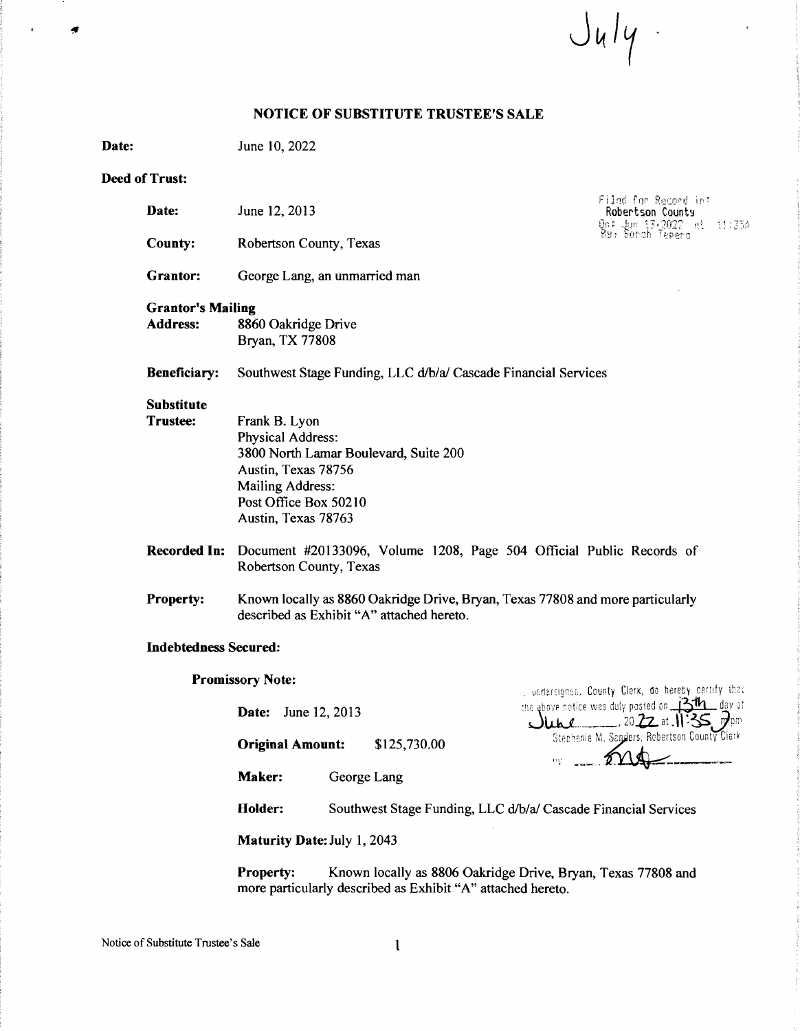July

# NOTICE OF SUBSTITUTE TRUSTEE'S SALE

**Date:** June 10, 2022

**Deed of Trust:**

Filed for Record in:
Robertson County
On: Jun 13, 2022 at 11:35A
By: Sarah Tepera

**Date:** June 12, 2013

**County:** Robertson County, Texas

**Grantor:** George Lang, an unmarried man

**Grantor's Mailing Address:** 8860 Oakridge Drive
Bryan, TX 77808

**Beneficiary:** Southwest Stage Funding, LLC d/b/a/ Cascade Financial Services

**Substitute Trustee:** Frank B. Lyon
Physical Address:
3800 North Lamar Boulevard, Suite 200
Austin, Texas 78756
Mailing Address:
Post Office Box 50210
Austin, Texas 78763

**Recorded In:** Document #20133096, Volume 1208, Page 504 Official Public Records of Robertson County, Texas

**Property:** Known locally as 8860 Oakridge Drive, Bryan, Texas 77808 and more particularly described as Exhibit "A" attached hereto.

**Indebtedness Secured:**

**Promissory Note:**

I, undersigned, County Clerk, do hereby certify that the above notice was duly posted on 13th day of June, 2022 at 11:35 pm
Stephanie M. Sanders, Robertson County Clerk
By [signature]

**Date:** June 12, 2013

**Original Amount:** $125,730.00

**Maker:** George Lang

**Holder:** Southwest Stage Funding, LLC d/b/a/ Cascade Financial Services

**Maturity Date:** July 1, 2043

**Property:** Known locally as 8806 Oakridge Drive, Bryan, Texas 77808 and more particularly described as Exhibit "A" attached hereto.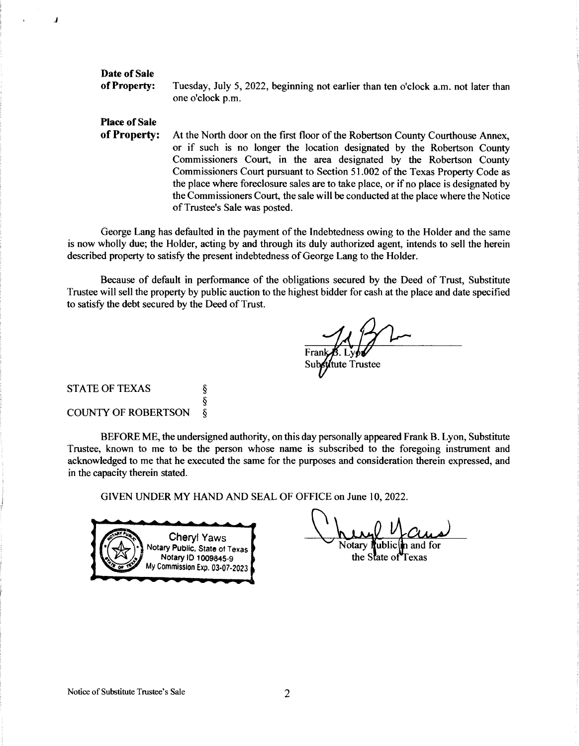**Date of Sale of Property:** Tuesday, July 5, 2022, beginning not earlier than ten o'clock a.m. not later than one o'clock p.m.

**Place of Sale of Property:** At the North door on the first floor of the Robertson County Courthouse Annex, or if such is no longer the location designated by the Robertson County Commissioners Court, in the area designated by the Robertson County Commissioners Court pursuant to Section 51.002 of the Texas Property Code as the place where foreclosure sales are to take place, or if no place is designated by the Commissioners Court, the sale will be conducted at the place where the Notice of Trustee's Sale was posted.

George Lang has defaulted in the payment of the Indebtedness owing to the Holder and the same is now wholly due; the Holder, acting by and through its duly authorized agent, intends to sell the herein described property to satisfy the present indebtedness of George Lang to the Holder.

Because of default in performance of the obligations secured by the Deed of Trust, Substitute Trustee will sell the property by public auction to the highest bidder for cash at the place and date specified to satisfy the debt secured by the Deed of Trust.

Frank B. Lyon
Substitute Trustee

STATE OF TEXAS §
§
COUNTY OF ROBERTSON §

BEFORE ME, the undersigned authority, on this day personally appeared Frank B. Lyon, Substitute Trustee, known to me to be the person whose name is subscribed to the foregoing instrument and acknowledged to me that he executed the same for the purposes and consideration therein expressed, and in the capacity therein stated.

GIVEN UNDER MY HAND AND SEAL OF OFFICE on June 10, 2022.

Cheryl Yaws
Notary Public, State of Texas
Notary ID 1009845-9
My Commission Exp. 03-07-2023

Notary Public in and for
the State of Texas

Notice of Substitute Trustee's Sale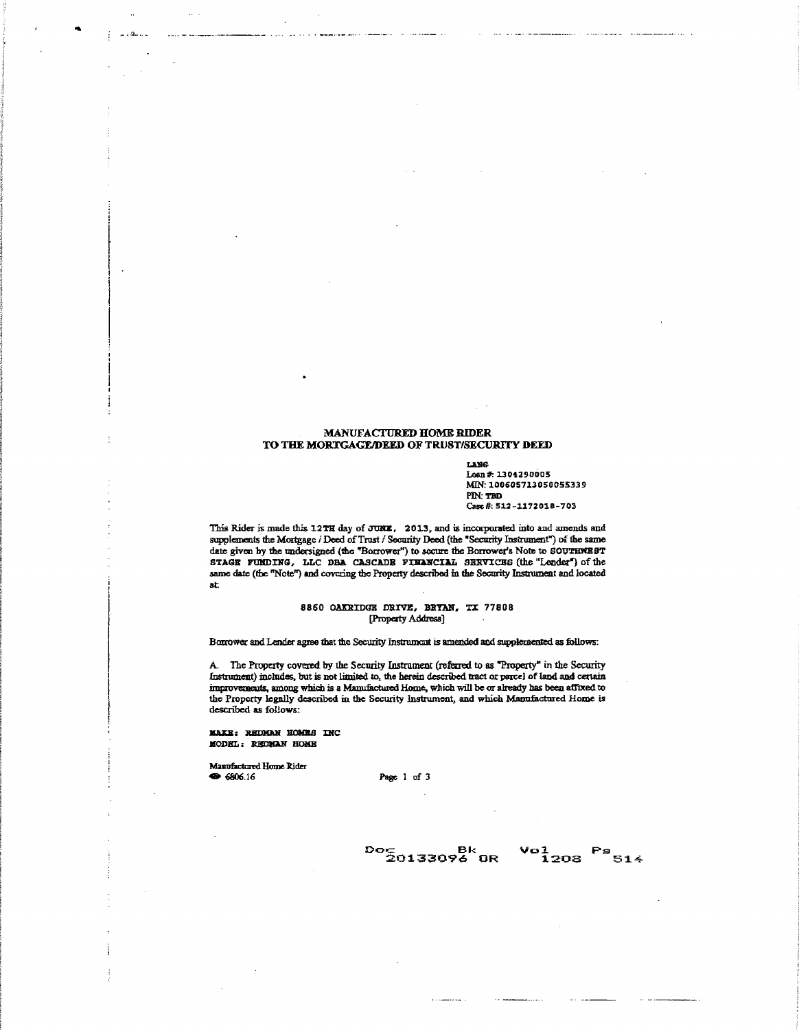# MANUFACTURED HOME RIDER
# TO THE MORTGAGE/DEED OF TRUST/SECURITY DEED

LANG
Loan #: 1304290005
MIN: 100605713050055339
PIN: TBD
Case #: 512-1172018-703

This Rider is made this 12TH day of JUNE, 2013, and is incorporated into and amends and supplements the Mortgage / Deed of Trust / Security Deed (the "Security Instrument") of the same date given by the undersigned (the "Borrower") to secure the Borrower's Note to SOUTHWEST STAGE FUNDING, LLC DBA CASCADE FINANCIAL SERVICES (the "Lender") of the same date (the "Note") and covering the Property described in the Security Instrument and located at:

8860 OAKRIDGE DRIVE, BRYAN, TX 77808
[Property Address]

Borrower and Lender agree that the Security Instrument is amended and supplemented as follows:

A. The Property covered by the Security Instrument (referred to as "Property" in the Security Instrument) includes, but is not limited to, the herein described tract or parcel of land and certain improvements, among which is a Manufactured Home, which will be or already has been affixed to the Property legally described in the Security Instrument, and which Manufactured Home is described as follows:

MAKE: REDMAN HOMES INC
MODEL: REDMAN HOME

Manufactured Home Rider
6806.16

Doc 20133096 Bk OR Vol 1208 Pg 514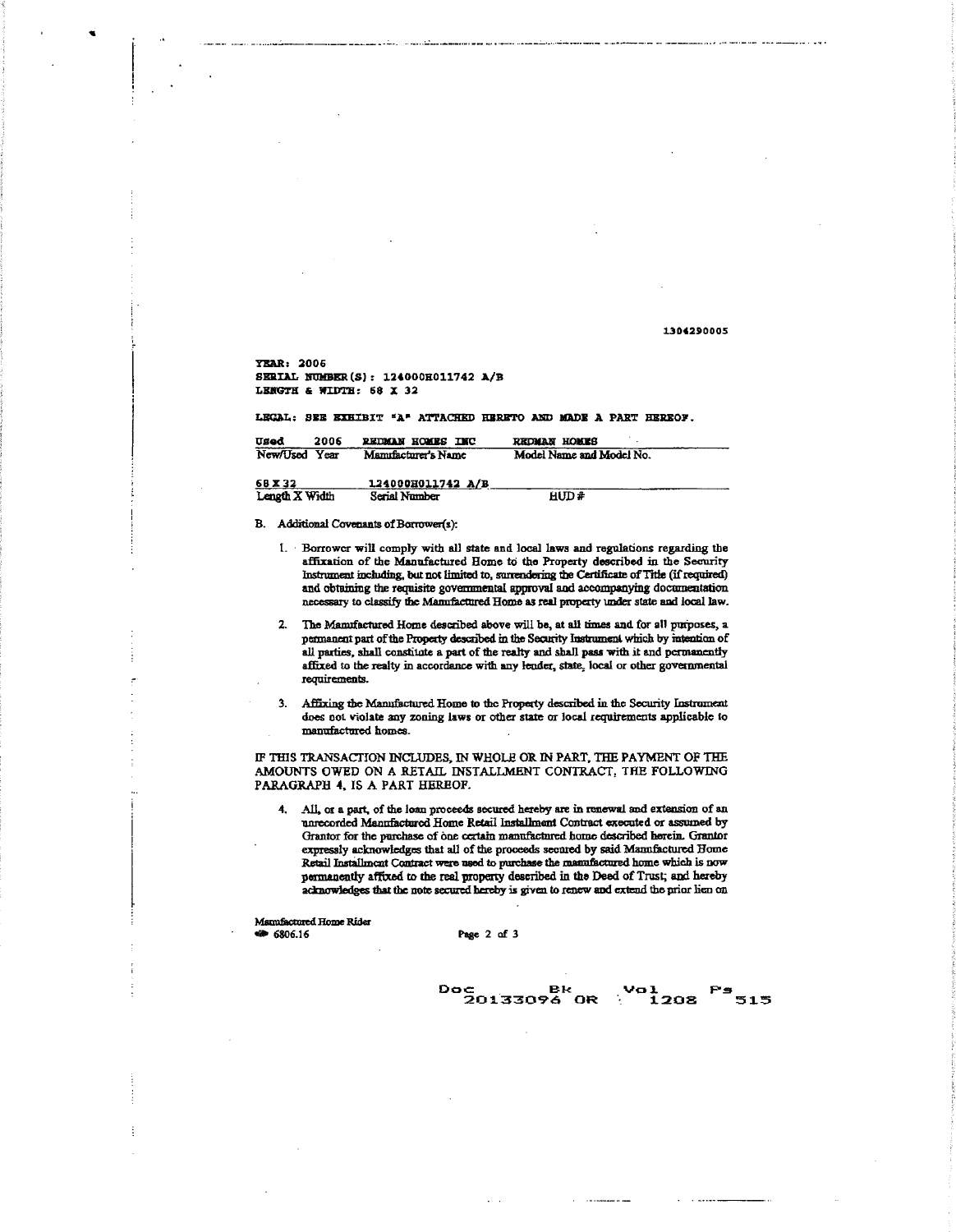1304290005

**YEAR: 2006**
**SERIAL NUMBER(S): 124000H011742 A/B**
**LENGTH & WIDTH: 68 X 32**

**LEGAL: SEE EXHIBIT "A" ATTACHED HERETO AND MADE A PART HEREOF.**

| Used | 2006 | REDMAN HOMES INC | REDMAN HOMES |
|---|---|---|---|
| New/Used | Year | Manufacturer's Name | Model Name and Model No. |

| 68 X 32 | 124000H011742 A/B | |
|---|---|---|
| Length X Width | Serial Number | HUD # |

B. Additional Covenants of Borrower(s):

1. Borrower will comply with all state and local laws and regulations regarding the affixation of the Manufactured Home to the Property described in the Security Instrument including, but not limited to, surrendering the Certificate of Title (if required) and obtaining the requisite governmental approval and accompanying documentation necessary to classify the Manufactured Home as real property under state and local law.

2. The Manufactured Home described above will be, at all times and for all purposes, a permanent part of the Property described in the Security Instrument which by intention of all parties, shall constitute a part of the realty and shall pass with it and permanently affixed to the realty in accordance with any lender, state, local or other governmental requirements.

3. Affixing the Manufactured Home to the Property described in the Security Instrument does not violate any zoning laws or other state or local requirements applicable to manufactured homes.

IF THIS TRANSACTION INCLUDES, IN WHOLE OR IN PART, THE PAYMENT OF THE AMOUNTS OWED ON A RETAIL INSTALLMENT CONTRACT, THE FOLLOWING PARAGRAPH 4, IS A PART HEREOF.

4. All, or a part, of the loan proceeds secured hereby are in renewal and extension of an unrecorded Manufactured Home Retail Installment Contract executed or assumed by Grantor for the purchase of one certain manufactured home described herein. Grantor expressly acknowledges that all of the proceeds secured by said Manufactured Home Retail Installment Contract were used to purchase the manufactured home which is now permanently affixed to the real property described in the Deed of Trust; and hereby acknowledges that the note secured hereby is given to renew and extend the prior lien on

Manufactured Home Rider
6806.16

Doc 20133096 OR Bk Vol 1208 Pg 515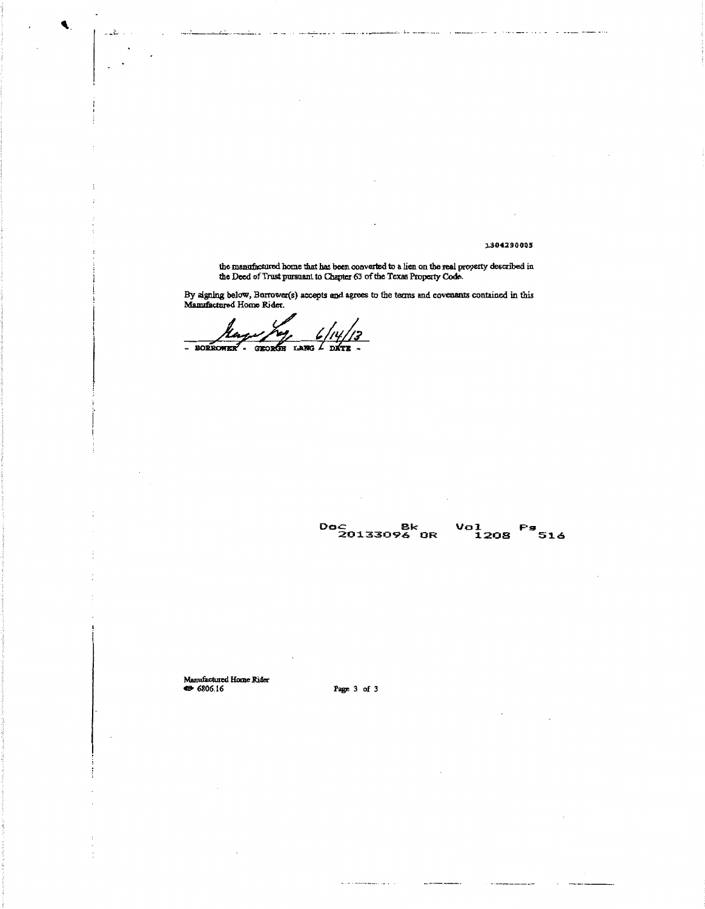1304290005

the manufactured home that has been converted to a lien on the real property described in the Deed of Trust pursuant to Chapter 63 of the Texas Property Code.

By signing below, Borrower(s) accepts and agrees to the terms and covenants contained in this Manufactured Home Rider.

6/14/13

\- BORROWER - GEORGE LANG - DATE -

Doc 20133096 Bk OR Vol 1208 Pg 516

Manufactured Home Rider
6806.16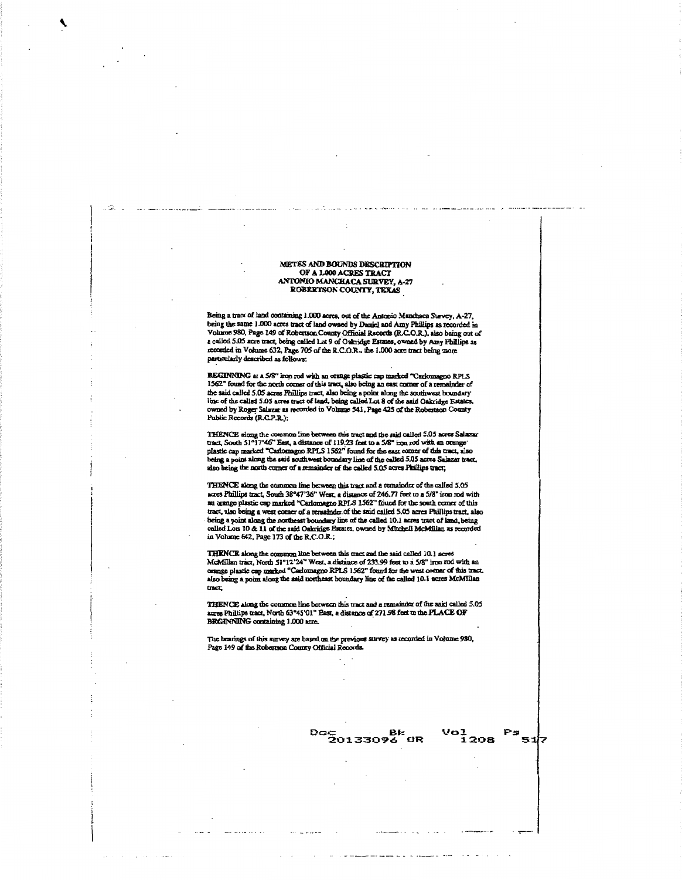**METES AND BOUNDS DESCRIPTION**
**OF A 1.000 ACRES TRACT**
**ANTONIO MANCHACA SURVEY, A-27**
**ROBERTSON COUNTY, TEXAS**

Being a tract of land containing 1.000 acres, out of the Antonio Manchaca Survey, A-27, being the same 1.000 acres tract of land owned by Daniel and Amy Phillips as recorded in Volume 980, Page 149 of Robertson County Official Records (R.C.O.R.), also being out of a called 5.05 acre tract, being called Lot 9 of Oakridge Estates, owned by Amy Phillips as recorded in Volume 632, Page 705 of the R.C.O.R., the 1.000 acre tract being more particularly described as follows:

**BEGINNING** at a 5/8" iron rod with an orange plastic cap marked "Carlomagno RPLS 1562" found for the north corner of this tract, also being an east corner of a remainder of the said called 5.05 acres Phillips tract, also being a point along the southwest boundary line of the called 5.05 acres tract of land, being called Lot 8 of the said Oakridge Estates, owned by Roger Salazar as recorded in Volume 541, Page 425 of the Robertson County Public Records (R.C.P.R.);

**THENCE** along the common line between this tract and the said called 5.05 acres Salazar tract, South 51°17'46" East, a distance of 119.23 feet to a 5/8" iron rod with an orange plastic cap marked "Carlomagno RPLS 1562" found for the east corner of this tract, also being a point along the said southwest boundary line of the called 5.05 acres Salazar tract, also being the north corner of a remainder of the called 5.05 acres Phillips tract;

**THENCE** along the common line between this tract and a remainder of the called 5.05 acres Phillips tract, South 38°47'36" West, a distance of 246.77 feet to a 5/8" iron rod with an orange plastic cap marked "Carlomagno RPLS 1562" found for the south corner of this tract, also being a west corner of a remainder of the said called 5.05 acres Phillips tract, also being a point along the northeast boundary line of the called 10.1 acres tract of land, being called Lots 10 & 11 of the said Oakridge Estates, owned by Mitchell McMillan as recorded in Volume 642, Page 173 of the R.C.O.R.;

**THENCE** along the common line between this tract and the said called 10.1 acres McMillan tract, North 51°12'24" West, a distance of 233.99 feet to a 5/8" iron rod with an orange plastic cap marked "Carlomagno RPLS 1562" found for the west corner of this tract, also being a point along the said northeast boundary line of the called 10.1 acres McMillan tract;

**THENCE** along the common line between this tract and a remainder of the said called 5.05 acres Phillips tract, North 63°45'01" East, a distance of 271.98 feet to the **PLACE OF BEGINNING** containing 1.000 acre.

The bearings of this survey are based on the previous survey as recorded in Volume 980, Page 149 of the Robertson County Official Records.

Doc 20133096 Bk OR Vol 1208 Pg 517